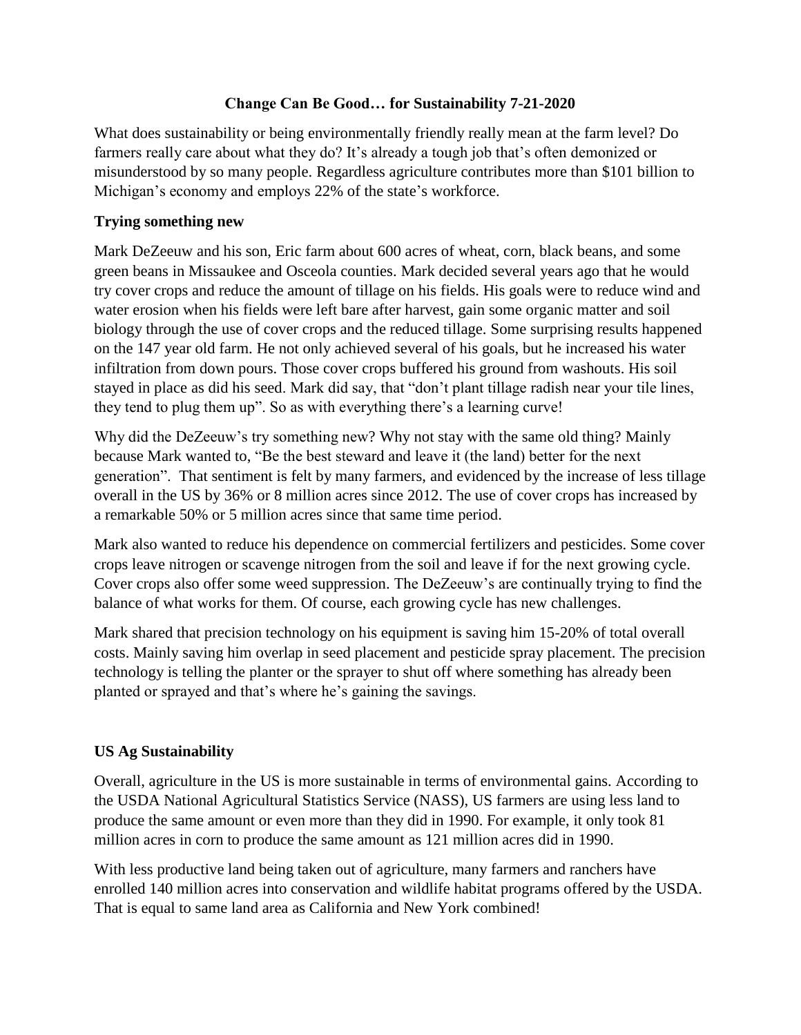# Change Can Be Good… for Sustainability 7-21-2020

What does sustainability or being environmentally friendly really mean at the farm level? Do farmers really care about what they do? It's already a tough job that's often demonized or misunderstood by so many people. Regardless agriculture contributes more than $101 billion to Michigan's economy and employs 22% of the state's workforce.

## Trying something new

Mark DeZeeuw and his son, Eric farm about 600 acres of wheat, corn, black beans, and some green beans in Missaukee and Osceola counties. Mark decided several years ago that he would try cover crops and reduce the amount of tillage on his fields. His goals were to reduce wind and water erosion when his fields were left bare after harvest, gain some organic matter and soil biology through the use of cover crops and the reduced tillage. Some surprising results happened on the 147 year old farm. He not only achieved several of his goals, but he increased his water infiltration from down pours. Those cover crops buffered his ground from washouts. His soil stayed in place as did his seed. Mark did say, that "don't plant tillage radish near your tile lines, they tend to plug them up". So as with everything there's a learning curve!

Why did the DeZeeuw's try something new? Why not stay with the same old thing? Mainly because Mark wanted to, "Be the best steward and leave it (the land) better for the next generation". That sentiment is felt by many farmers, and evidenced by the increase of less tillage overall in the US by 36% or 8 million acres since 2012. The use of cover crops has increased by a remarkable 50% or 5 million acres since that same time period.

Mark also wanted to reduce his dependence on commercial fertilizers and pesticides. Some cover crops leave nitrogen or scavenge nitrogen from the soil and leave if for the next growing cycle. Cover crops also offer some weed suppression. The DeZeeuw's are continually trying to find the balance of what works for them. Of course, each growing cycle has new challenges.

Mark shared that precision technology on his equipment is saving him 15-20% of total overall costs. Mainly saving him overlap in seed placement and pesticide spray placement. The precision technology is telling the planter or the sprayer to shut off where something has already been planted or sprayed and that's where he's gaining the savings.

## US Ag Sustainability

Overall, agriculture in the US is more sustainable in terms of environmental gains. According to the USDA National Agricultural Statistics Service (NASS), US farmers are using less land to produce the same amount or even more than they did in 1990. For example, it only took 81 million acres in corn to produce the same amount as 121 million acres did in 1990.

With less productive land being taken out of agriculture, many farmers and ranchers have enrolled 140 million acres into conservation and wildlife habitat programs offered by the USDA. That is equal to same land area as California and New York combined!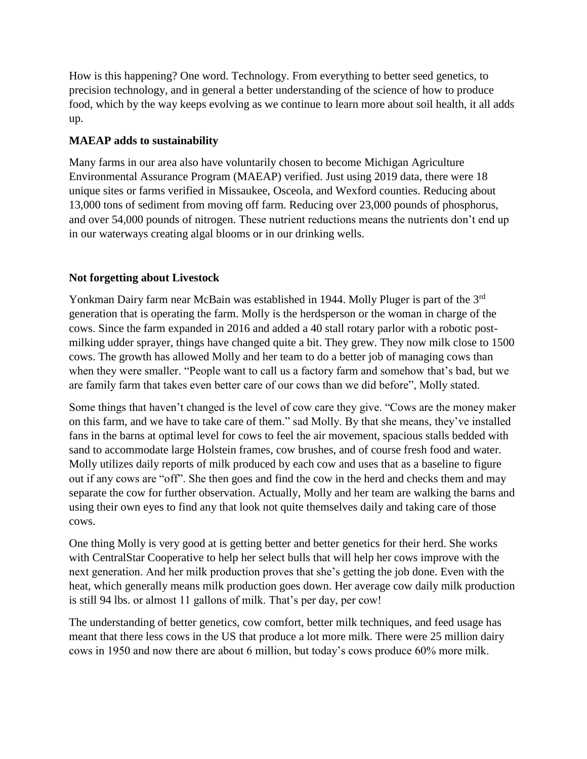How is this happening? One word. Technology. From everything to better seed genetics, to precision technology, and in general a better understanding of the science of how to produce food, which by the way keeps evolving as we continue to learn more about soil health, it all adds up.

**MAEAP adds to sustainability**

Many farms in our area also have voluntarily chosen to become Michigan Agriculture Environmental Assurance Program (MAEAP) verified. Just using 2019 data, there were 18 unique sites or farms verified in Missaukee, Osceola, and Wexford counties. Reducing about 13,000 tons of sediment from moving off farm. Reducing over 23,000 pounds of phosphorus, and over 54,000 pounds of nitrogen. These nutrient reductions means the nutrients don't end up in our waterways creating algal blooms or in our drinking wells.

**Not forgetting about Livestock**

Yonkman Dairy farm near McBain was established in 1944. Molly Pluger is part of the 3rd generation that is operating the farm. Molly is the herdsperson or the woman in charge of the cows. Since the farm expanded in 2016 and added a 40 stall rotary parlor with a robotic post-milking udder sprayer, things have changed quite a bit. They grew. They now milk close to 1500 cows. The growth has allowed Molly and her team to do a better job of managing cows than when they were smaller. "People want to call us a factory farm and somehow that's bad, but we are family farm that takes even better care of our cows than we did before", Molly stated.

Some things that haven't changed is the level of cow care they give. "Cows are the money maker on this farm, and we have to take care of them." sad Molly. By that she means, they've installed fans in the barns at optimal level for cows to feel the air movement, spacious stalls bedded with sand to accommodate large Holstein frames, cow brushes, and of course fresh food and water. Molly utilizes daily reports of milk produced by each cow and uses that as a baseline to figure out if any cows are "off". She then goes and find the cow in the herd and checks them and may separate the cow for further observation. Actually, Molly and her team are walking the barns and using their own eyes to find any that look not quite themselves daily and taking care of those cows.

One thing Molly is very good at is getting better and better genetics for their herd. She works with CentralStar Cooperative to help her select bulls that will help her cows improve with the next generation. And her milk production proves that she's getting the job done. Even with the heat, which generally means milk production goes down. Her average cow daily milk production is still 94 lbs. or almost 11 gallons of milk. That's per day, per cow!

The understanding of better genetics, cow comfort, better milk techniques, and feed usage has meant that there less cows in the US that produce a lot more milk. There were 25 million dairy cows in 1950 and now there are about 6 million, but today's cows produce 60% more milk.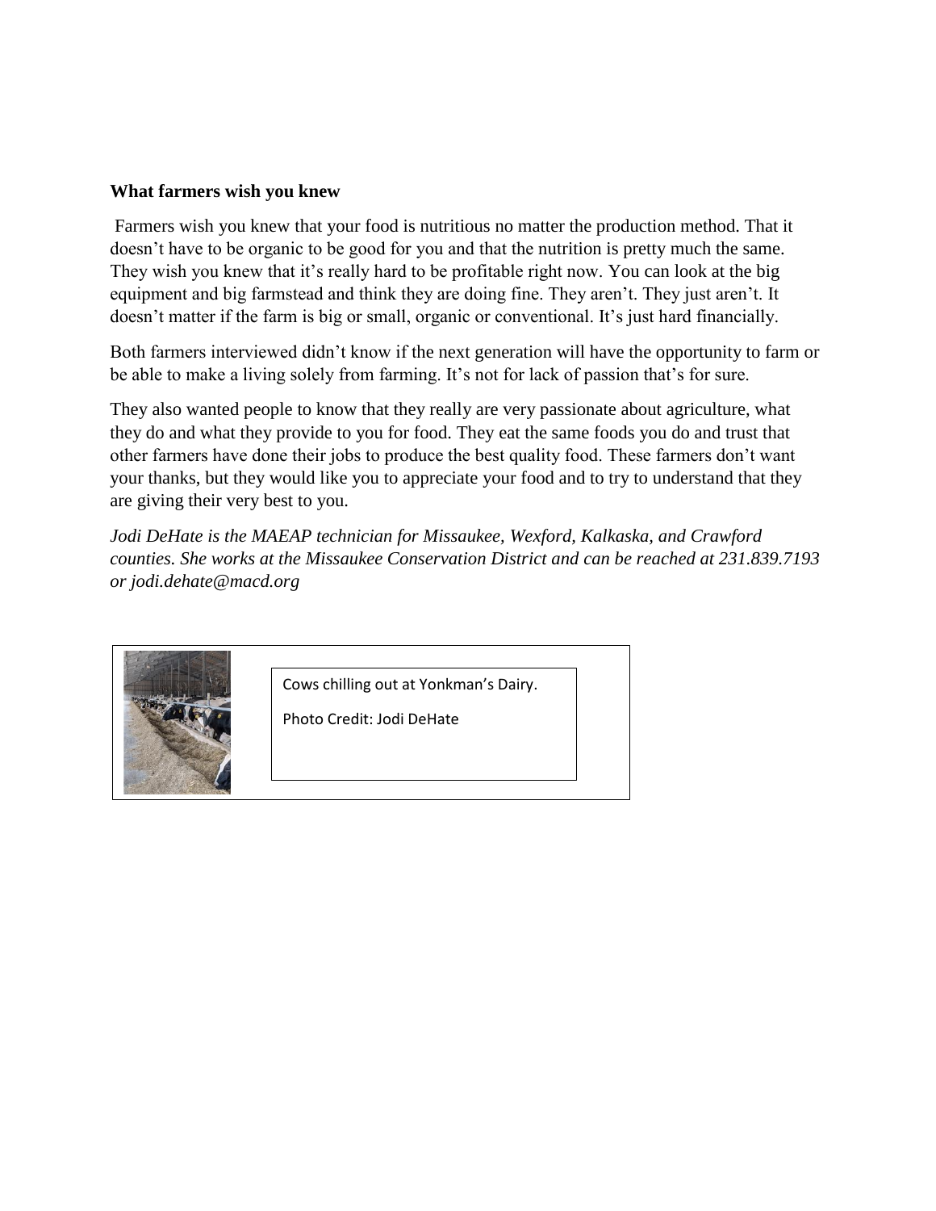**What farmers wish you knew**

Farmers wish you knew that your food is nutritious no matter the production method. That it doesn't have to be organic to be good for you and that the nutrition is pretty much the same. They wish you knew that it's really hard to be profitable right now. You can look at the big equipment and big farmstead and think they are doing fine. They aren't. They just aren't. It doesn't matter if the farm is big or small, organic or conventional. It's just hard financially.

Both farmers interviewed didn't know if the next generation will have the opportunity to farm or be able to make a living solely from farming. It's not for lack of passion that's for sure.

They also wanted people to know that they really are very passionate about agriculture, what they do and what they provide to you for food. They eat the same foods you do and trust that other farmers have done their jobs to produce the best quality food. These farmers don't want your thanks, but they would like you to appreciate your food and to try to understand that they are giving their very best to you.

*Jodi DeHate is the MAEAP technician for Missaukee, Wexford, Kalkaska, and Crawford counties. She works at the Missaukee Conservation District and can be reached at 231.839.7193 or jodi.dehate@macd.org*

Cows chilling out at Yonkman's Dairy.

Photo Credit: Jodi DeHate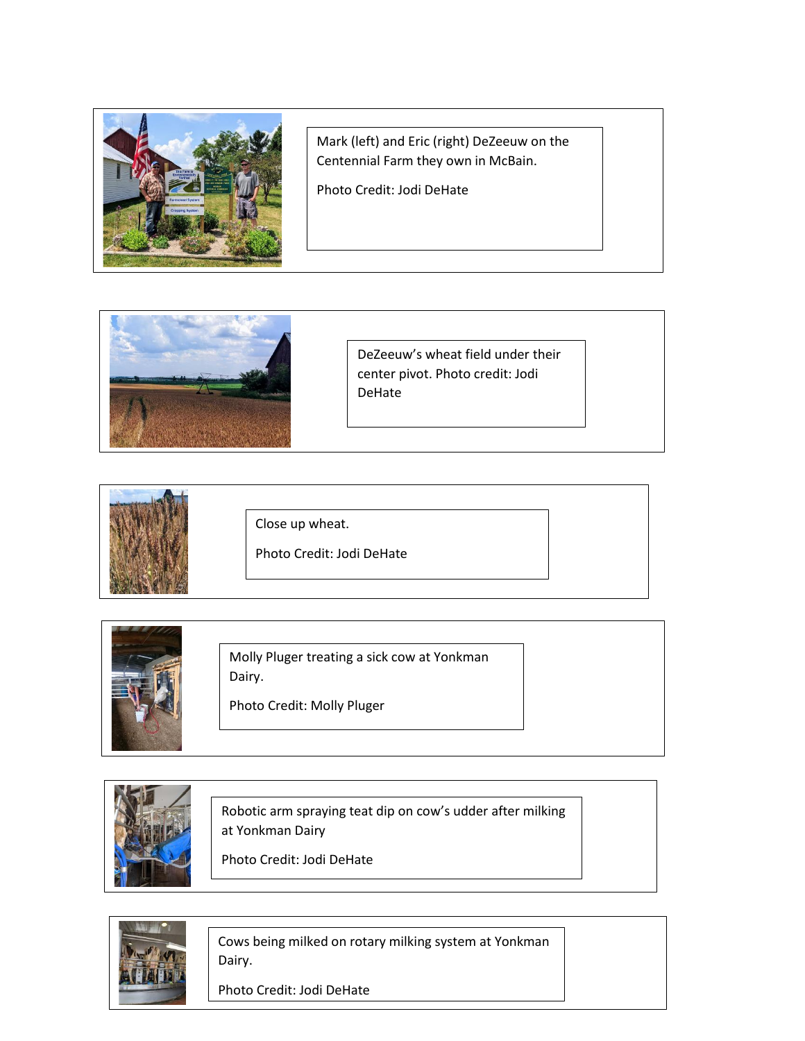Mark (left) and Eric (right) DeZeeuw on the Centennial Farm they own in McBain.

Photo Credit: Jodi DeHate

DeZeeuw's wheat field under their center pivot. Photo credit: Jodi DeHate

Close up wheat.

Photo Credit: Jodi DeHate

Molly Pluger treating a sick cow at Yonkman Dairy.

Photo Credit: Molly Pluger

Robotic arm spraying teat dip on cow's udder after milking at Yonkman Dairy

Photo Credit: Jodi DeHate

Cows being milked on rotary milking system at Yonkman Dairy.

Photo Credit: Jodi DeHate